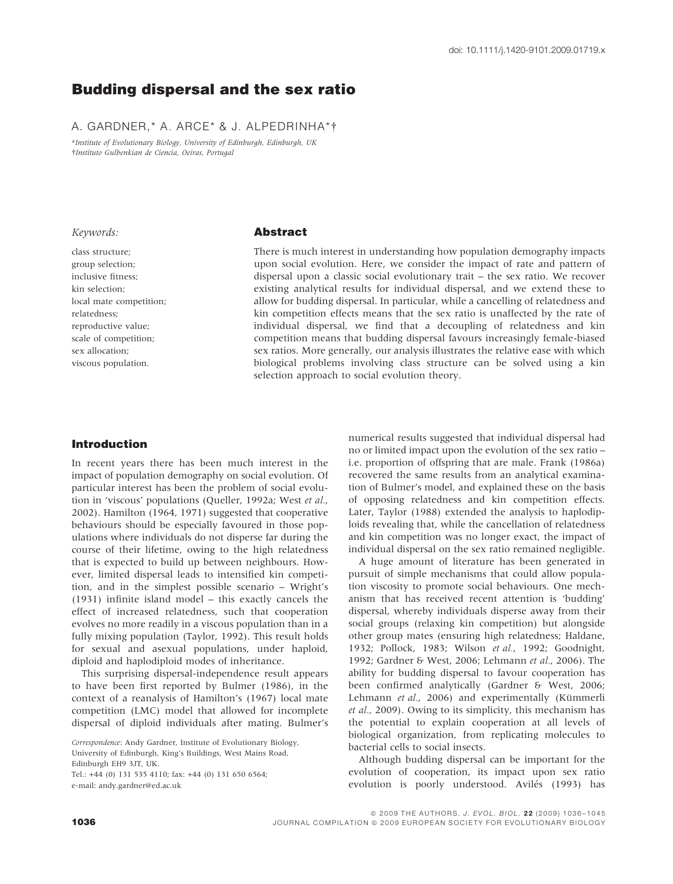doi: 10.1111/j.1420-9101.2009.01719.x

# Budding dispersal and the sex ratio

A. GARDNER,* A. ARCE* & J. ALPEDRINHA*†

*Institute of Evolutionary Biology, University of Edinburgh, Edinburgh, UK
†Instituto Gulbenkian de Ciencia, Oeiras, Portugal

*Keywords:*

class structure;
group selection;
inclusive fitness;
kin selection;
local mate competition;
relatedness;
reproductive value;
scale of competition;
sex allocation;
viscous population.

## Abstract

There is much interest in understanding how population demography impacts upon social evolution. Here, we consider the impact of rate and pattern of dispersal upon a classic social evolutionary trait – the sex ratio. We recover existing analytical results for individual dispersal, and we extend these to allow for budding dispersal. In particular, while a cancelling of relatedness and kin competition effects means that the sex ratio is unaffected by the rate of individual dispersal, we find that a decoupling of relatedness and kin competition means that budding dispersal favours increasingly female-biased sex ratios. More generally, our analysis illustrates the relative ease with which biological problems involving class structure can be solved using a kin selection approach to social evolution theory.

## Introduction

In recent years there has been much interest in the impact of population demography on social evolution. Of particular interest has been the problem of social evolution in 'viscous' populations (Queller, 1992a; West *et al.*, 2002). Hamilton (1964, 1971) suggested that cooperative behaviours should be especially favoured in those populations where individuals do not disperse far during the course of their lifetime, owing to the high relatedness that is expected to build up between neighbours. However, limited dispersal leads to intensified kin competition, and in the simplest possible scenario – Wright's (1931) infinite island model – this exactly cancels the effect of increased relatedness, such that cooperation evolves no more readily in a viscous population than in a fully mixing population (Taylor, 1992). This result holds for sexual and asexual populations, under haploid, diploid and haplodiploid modes of inheritance.

This surprising dispersal-independence result appears to have been first reported by Bulmer (1986), in the context of a reanalysis of Hamilton's (1967) local mate competition (LMC) model that allowed for incomplete dispersal of diploid individuals after mating. Bulmer's numerical results suggested that individual dispersal had no or limited impact upon the evolution of the sex ratio – i.e. proportion of offspring that are male. Frank (1986a) recovered the same results from an analytical examination of Bulmer's model, and explained these on the basis of opposing relatedness and kin competition effects. Later, Taylor (1988) extended the analysis to haplodiploids revealing that, while the cancellation of relatedness and kin competition was no longer exact, the impact of individual dispersal on the sex ratio remained negligible.

A huge amount of literature has been generated in pursuit of simple mechanisms that could allow population viscosity to promote social behaviours. One mechanism that has received recent attention is 'budding' dispersal, whereby individuals disperse away from their social groups (relaxing kin competition) but alongside other group mates (ensuring high relatedness; Haldane, 1932; Pollock, 1983; Wilson *et al.*, 1992; Goodnight, 1992; Gardner & West, 2006; Lehmann *et al.*, 2006). The ability for budding dispersal to favour cooperation has been confirmed analytically (Gardner & West, 2006; Lehmann *et al.*, 2006) and experimentally (Kümmerli *et al.*, 2009). Owing to its simplicity, this mechanism has the potential to explain cooperation at all levels of biological organization, from replicating molecules to bacterial cells to social insects.

Although budding dispersal can be important for the evolution of cooperation, its impact upon sex ratio evolution is poorly understood. Avilés (1993) has

*Correspondence*: Andy Gardner, Institute of Evolutionary Biology, University of Edinburgh, King's Buildings, West Mains Road, Edinburgh EH9 3JT, UK.
Tel.: +44 (0) 131 535 4110; fax: +44 (0) 131 650 6564;
e-mail: andy.gardner@ed.ac.uk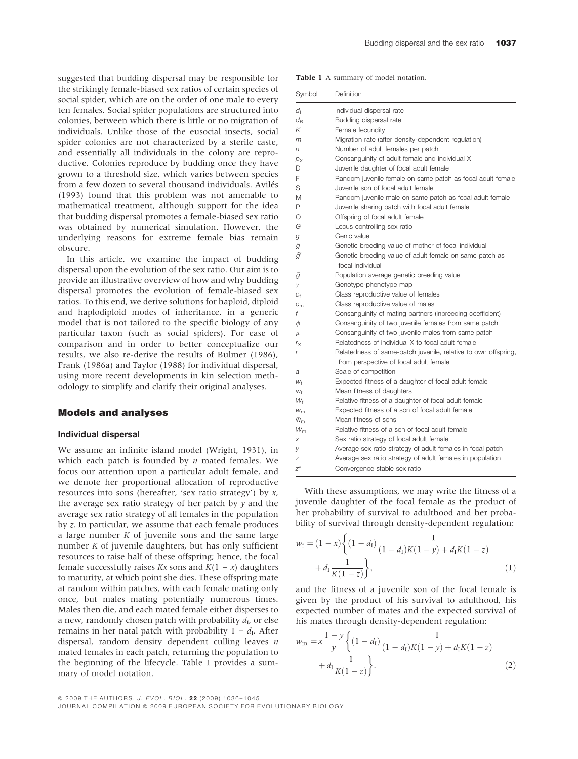suggested that budding dispersal may be responsible for the strikingly female-biased sex ratios of certain species of social spider, which are on the order of one male to every ten females. Social spider populations are structured into colonies, between which there is little or no migration of individuals. Unlike those of the eusocial insects, social spider colonies are not characterized by a sterile caste, and essentially all individuals in the colony are reproductive. Colonies reproduce by budding once they have grown to a threshold size, which varies between species from a few dozen to several thousand individuals. Avilés (1993) found that this problem was not amenable to mathematical treatment, although support for the idea that budding dispersal promotes a female-biased sex ratio was obtained by numerical simulation. However, the underlying reasons for extreme female bias remain obscure.

In this article, we examine the impact of budding dispersal upon the evolution of the sex ratio. Our aim is to provide an illustrative overview of how and why budding dispersal promotes the evolution of female-biased sex ratios. To this end, we derive solutions for haploid, diploid and haplodiploid modes of inheritance, in a generic model that is not tailored to the specific biology of any particular taxon (such as social spiders). For ease of comparison and in order to better conceptualize our results, we also re-derive the results of Bulmer (1986), Frank (1986a) and Taylor (1988) for individual dispersal, using more recent developments in kin selection methodology to simplify and clarify their original analyses.

## Models and analyses

### Individual dispersal

We assume an infinite island model (Wright, 1931), in which each patch is founded by $n$ mated females. We focus our attention upon a particular adult female, and we denote her proportional allocation of reproductive resources into sons (hereafter, 'sex ratio strategy') by $x$, the average sex ratio strategy of her patch by $y$ and the average sex ratio strategy of all females in the population by $z$. In particular, we assume that each female produces a large number $K$ of juvenile sons and the same large number $K$ of juvenile daughters, but has only sufficient resources to raise half of these offspring; hence, the focal female successfully raises $Kx$ sons and $K(1 - x)$ daughters to maturity, at which point she dies. These offspring mate at random within patches, with each female mating only once, but males mating potentially numerous times. Males then die, and each mated female either disperses to a new, randomly chosen patch with probability $d_I$, or else remains in her natal patch with probability $1 - d_I$. After dispersal, random density dependent culling leaves $n$ mated females in each patch, returning the population to the beginning of the lifecycle. Table 1 provides a summary of model notation.

**Table 1** A summary of model notation.

| Symbol | Definition |
|---|---|
| $d_I$ | Individual dispersal rate |
| $d_B$ | Budding dispersal rate |
| $K$ | Female fecundity |
| $m$ | Migration rate (after density-dependent regulation) |
| $n$ | Number of adult females per patch |
| $p_X$ | Consanguinity of adult female and individual X |
| D | Juvenile daughter of focal adult female |
| F | Random juvenile female on same patch as focal adult female |
| S | Juvenile son of focal adult female |
| M | Random juvenile male on same patch as focal adult female |
| P | Juvenile sharing patch with focal adult female |
| O | Offspring of focal adult female |
| $G$ | Locus controlling sex ratio |
| $g$ | Genic value |
| $\tilde{g}$ | Genetic breeding value of mother of focal individual |
| $\tilde{g}'$ | Genetic breeding value of adult female on same patch as focal individual |
| $\bar{g}$ | Population average genetic breeding value |
| $\gamma$ | Genotype-phenotype map |
| $c_f$ | Class reproductive value of females |
| $c_m$ | Class reproductive value of males |
| $f$ | Consanguinity of mating partners (inbreeding coefficient) |
| $\phi$ | Consanguinity of two juvenile females from same patch |
| $\mu$ | Consanguinity of two juvenile males from same patch |
| $r_X$ | Relatedness of individual X to focal adult female |
| $r$ | Relatedness of same-patch juvenile, relative to own offspring, from perspective of focal adult female |
| $a$ | Scale of competition |
| $w_f$ | Expected fitness of a daughter of focal adult female |
| $\bar{w}_f$ | Mean fitness of daughters |
| $W_f$ | Relative fitness of a daughter of focal adult female |
| $w_m$ | Expected fitness of a son of focal adult female |
| $\bar{w}_m$ | Mean fitness of sons |
| $W_m$ | Relative fitness of a son of focal adult female |
| $x$ | Sex ratio strategy of focal adult female |
| $y$ | Average sex ratio strategy of adult females in focal patch |
| $z$ | Average sex ratio strategy of adult females in population |
| $z^*$ | Convergence stable sex ratio |

With these assumptions, we may write the fitness of a juvenile daughter of the focal female as the product of her probability of survival to adulthood and her probability of survival through density-dependent regulation:

$$w_f = (1-x)\left\{(1-d_I)\frac{1}{(1-d_I)K(1-y)+d_I K(1-z)} + d_I\frac{1}{K(1-z)}\right\}, \tag{1}$$

and the fitness of a juvenile son of the focal female is given by the product of his survival to adulthood, his expected number of mates and the expected survival of his mates through density-dependent regulation:

$$w_m = x\frac{1-y}{y}\left\{(1-d_I)\frac{1}{(1-d_I)K(1-y)+d_I K(1-z)} + d_I\frac{1}{K(1-z)}\right\}. \tag{2}$$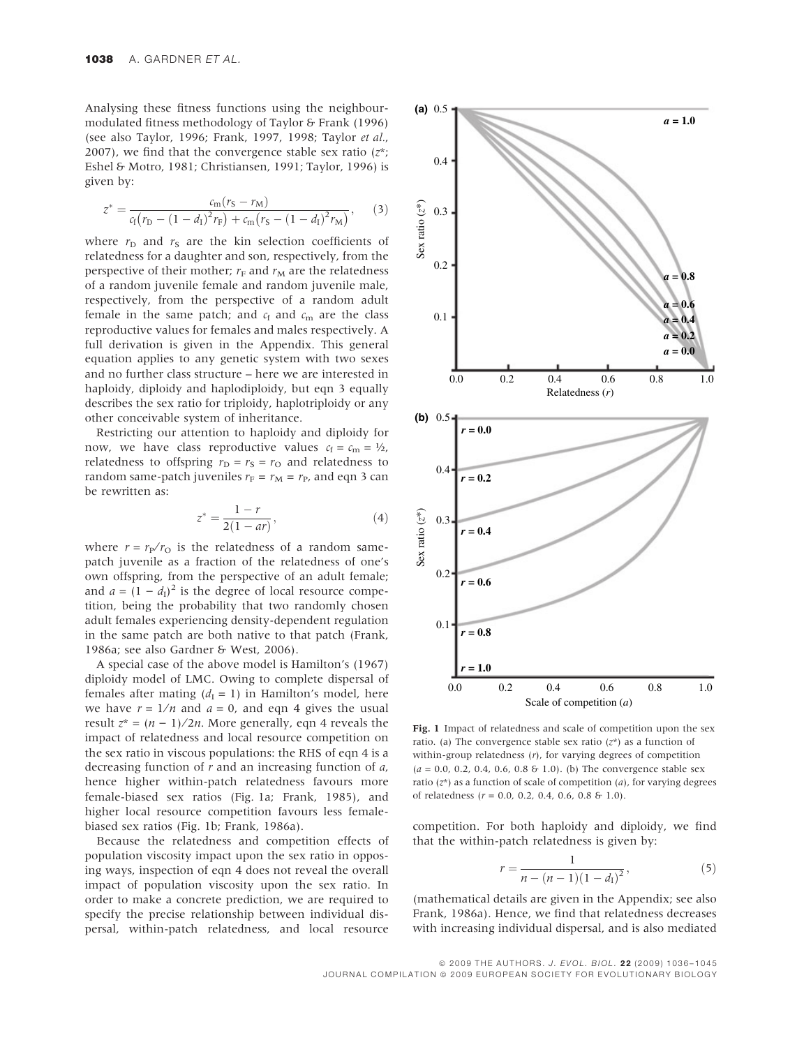Analysing these fitness functions using the neighbour-modulated fitness methodology of Taylor & Frank (1996) (see also Taylor, 1996; Frank, 1997, 1998; Taylor *et al.*, 2007), we find that the convergence stable sex ratio ($z^*$; Eshel & Motro, 1981; Christiansen, 1991; Taylor, 1996) is given by:

$$z^* = \frac{c_m(r_S - r_M)}{c_f(r_D - (1-d_I)^2 r_F) + c_m(r_S - (1-d_I)^2 r_M)}, \quad (3)$$

where $r_D$ and $r_S$ are the kin selection coefficients of relatedness for a daughter and son, respectively, from the perspective of their mother; $r_F$ and $r_M$ are the relatedness of a random juvenile female and random juvenile male, respectively, from the perspective of a random adult female in the same patch; and $c_f$ and $c_m$ are the class reproductive values for females and males respectively. A full derivation is given in the Appendix. This general equation applies to any genetic system with two sexes and no further class structure – here we are interested in haploidy, diploidy and haplodiploidy, but eqn 3 equally describes the sex ratio for triploidy, haplotriploidy or any other conceivable system of inheritance.

Restricting our attention to haploidy and diploidy for now, we have class reproductive values $c_f = c_m = ½$, relatedness to offspring $r_D = r_S = r_O$ and relatedness to random same-patch juveniles $r_F = r_M = r_P$, and eqn 3 can be rewritten as:

$$z^* = \frac{1-r}{2(1-ar)}, \quad (4)$$

where $r = r_P/r_O$ is the relatedness of a random same-patch juvenile as a fraction of the relatedness of one's own offspring, from the perspective of an adult female; and $a = (1 - d_I)^2$ is the degree of local resource competition, being the probability that two randomly chosen adult females experiencing density-dependent regulation in the same patch are both native to that patch (Frank, 1986a; see also Gardner & West, 2006).

A special case of the above model is Hamilton's (1967) diploidy model of LMC. Owing to complete dispersal of females after mating ($d_I = 1$) in Hamilton's model, here we have $r = 1/n$ and $a = 0$, and eqn 4 gives the usual result $z^* = (n - 1)/2n$. More generally, eqn 4 reveals the impact of relatedness and local resource competition on the sex ratio in viscous populations: the RHS of eqn 4 is a decreasing function of $r$ and an increasing function of $a$, hence higher within-patch relatedness favours more female-biased sex ratios (Fig. 1a; Frank, 1985), and higher local resource competition favours less female-biased sex ratios (Fig. 1b; Frank, 1986a).

Because the relatedness and competition effects of population viscosity impact upon the sex ratio in opposing ways, inspection of eqn 4 does not reveal the overall impact of population viscosity upon the sex ratio. In order to make a concrete prediction, we are required to specify the precise relationship between individual dispersal, within-patch relatedness, and local resource competition. For both haploidy and diploidy, we find that the within-patch relatedness is given by:

$$r = \frac{1}{n - (n-1)(1-d_I)^2}, \quad (5)$$

(mathematical details are given in the Appendix; see also Frank, 1986a). Hence, we find that relatedness decreases with increasing individual dispersal, and is also mediated

**Fig. 1** Impact of relatedness and scale of competition upon the sex ratio. (a) The convergence stable sex ratio ($z^*$) as a function of within-group relatedness ($r$), for varying degrees of competition ($a$ = 0.0, 0.2, 0.4, 0.6, 0.8 & 1.0). (b) The convergence stable sex ratio ($z^*$) as a function of scale of competition ($a$), for varying degrees of relatedness ($r$ = 0.0, 0.2, 0.4, 0.6, 0.8 & 1.0).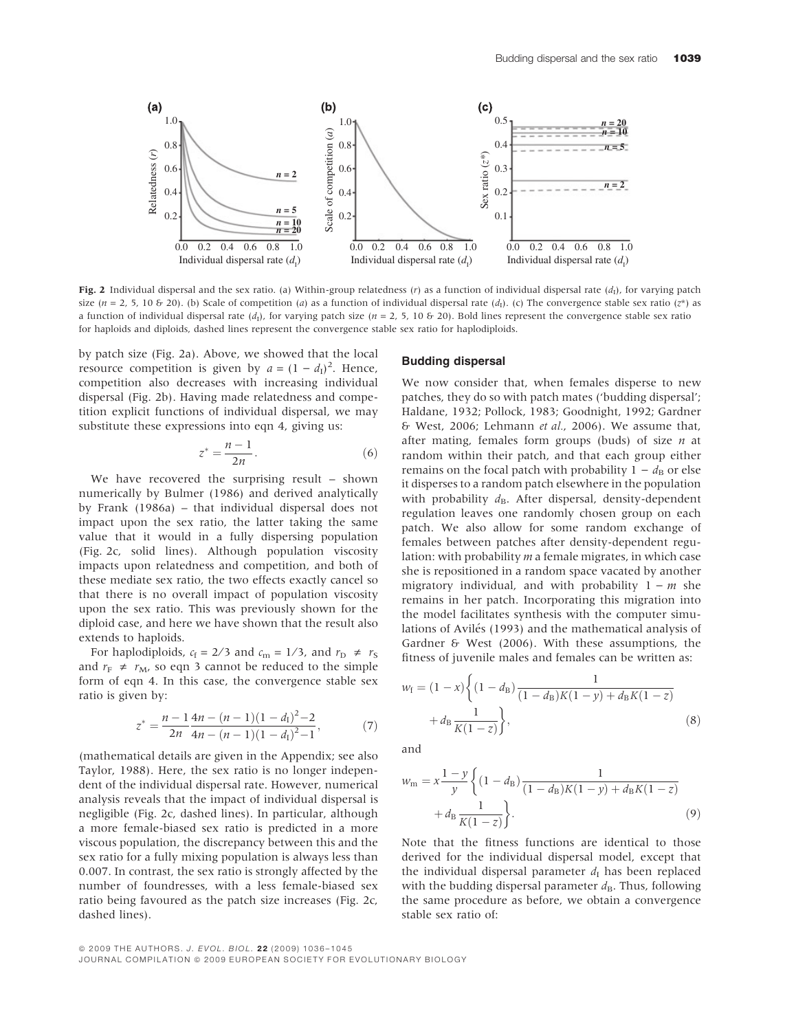**Fig. 2** Individual dispersal and the sex ratio. (a) Within-group relatedness ($r$) as a function of individual dispersal rate ($d_I$), for varying patch size ($n$ = 2, 5, 10 & 20). (b) Scale of competition ($a$) as a function of individual dispersal rate ($d_I$). (c) The convergence stable sex ratio ($z^*$) as a function of individual dispersal rate ($d_I$), for varying patch size ($n$ = 2, 5, 10 & 20). Bold lines represent the convergence stable sex ratio for haploids and diploids, dashed lines represent the convergence stable sex ratio for haplodiploids.

by patch size (Fig. 2a). Above, we showed that the local resource competition is given by $a = (1 - d_I)^2$. Hence, competition also decreases with increasing individual dispersal (Fig. 2b). Having made relatedness and competition explicit functions of individual dispersal, we may substitute these expressions into eqn 4, giving us:

$$z^* = \frac{n-1}{2n}. \tag{6}$$

We have recovered the surprising result – shown numerically by Bulmer (1986) and derived analytically by Frank (1986a) – that individual dispersal does not impact upon the sex ratio, the latter taking the same value that it would in a fully dispersing population (Fig. 2c, solid lines). Although population viscosity impacts upon relatedness and competition, and both of these mediate sex ratio, the two effects exactly cancel so that there is no overall impact of population viscosity upon the sex ratio. This was previously shown for the diploid case, and here we have shown that the result also extends to haploids.

For haplodiploids, $c_f = 2/3$ and $c_m = 1/3$, and $r_D \neq r_S$ and $r_F \neq r_M$, so eqn 3 cannot be reduced to the simple form of eqn 4. In this case, the convergence stable sex ratio is given by:

$$z^* = \frac{n-1}{2n}\frac{4n-(n-1)(1-d_I)^2-2}{4n-(n-1)(1-d_I)^2-1}, \tag{7}$$

(mathematical details are given in the Appendix; see also Taylor, 1988). Here, the sex ratio is no longer independent of the individual dispersal rate. However, numerical analysis reveals that the impact of individual dispersal is negligible (Fig. 2c, dashed lines). In particular, although a more female-biased sex ratio is predicted in a more viscous population, the discrepancy between this and the sex ratio for a fully mixing population is always less than 0.007. In contrast, the sex ratio is strongly affected by the number of foundresses, with a less female-biased sex ratio being favoured as the patch size increases (Fig. 2c, dashed lines).

### Budding dispersal

We now consider that, when females disperse to new patches, they do so with patch mates ('budding dispersal'; Haldane, 1932; Pollock, 1983; Goodnight, 1992; Gardner & West, 2006; Lehmann *et al.*, 2006). We assume that, after mating, females form groups (buds) of size $n$ at random within their patch, and that each group either remains on the focal patch with probability $1 - d_B$ or else it disperses to a random patch elsewhere in the population with probability $d_B$. After dispersal, density-dependent regulation leaves one randomly chosen group on each patch. We also allow for some random exchange of females between patches after density-dependent regulation: with probability $m$ a female migrates, in which case she is repositioned in a random space vacated by another migratory individual, and with probability $1 - m$ she remains in her patch. Incorporating this migration into the model facilitates synthesis with the computer simulations of Avilés (1993) and the mathematical analysis of Gardner & West (2006). With these assumptions, the fitness of juvenile males and females can be written as:

$$w_f = (1-x)\left\{(1-d_B)\frac{1}{(1-d_B)K(1-y)+d_BK(1-z)} + d_B\frac{1}{K(1-z)}\right\}, \tag{8}$$

and

$$w_m = x\frac{1-y}{y}\left\{(1-d_B)\frac{1}{(1-d_B)K(1-y)+d_BK(1-z)} + d_B\frac{1}{K(1-z)}\right\}. \tag{9}$$

Note that the fitness functions are identical to those derived for the individual dispersal model, except that the individual dispersal parameter $d_I$ has been replaced with the budding dispersal parameter $d_B$. Thus, following the same procedure as before, we obtain a convergence stable sex ratio of: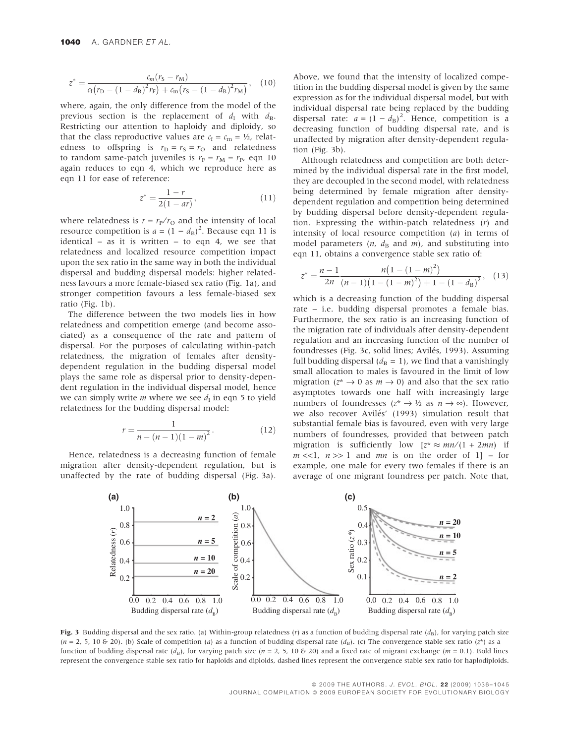$$z^* = \frac{c_m(r_S - r_M)}{c_f\left(r_D - (1-d_B)^2 r_F\right) + c_m\left(r_S - (1-d_B)^2 r_M\right)}, \quad (10)$$

where, again, the only difference from the model of the previous section is the replacement of $d_I$ with $d_B$. Restricting our attention to haploidy and diploidy, so that the class reproductive values are $c_f = c_m = ½$, relatedness to offspring is $r_D = r_S = r_O$ and relatedness to random same-patch juveniles is $r_F = r_M = r_P$, eqn 10 again reduces to eqn 4, which we reproduce here as eqn 11 for ease of reference:

$$z^* = \frac{1-r}{2(1-ar)}, \quad (11)$$

where relatedness is $r = r_P/r_O$ and the intensity of local resource competition is $a = (1 - d_B)^2$. Because eqn 11 is identical – as it is written – to eqn 4, we see that relatedness and localized resource competition impact upon the sex ratio in the same way in both the individual dispersal and budding dispersal models: higher relatedness favours a more female-biased sex ratio (Fig. 1a), and stronger competition favours a less female-biased sex ratio (Fig. 1b).

The difference between the two models lies in how relatedness and competition emerge (and become associated) as a consequence of the rate and pattern of dispersal. For the purposes of calculating within-patch relatedness, the migration of females after density-dependent regulation in the budding dispersal model plays the same role as dispersal prior to density-dependent regulation in the individual dispersal model, hence we can simply write $m$ where we see $d_I$ in eqn 5 to yield relatedness for the budding dispersal model:

$$r = \frac{1}{n-(n-1)(1-m)^2}. \quad (12)$$

Hence, relatedness is a decreasing function of female migration after density-dependent regulation, but is unaffected by the rate of budding dispersal (Fig. 3a). Above, we found that the intensity of localized competition in the budding dispersal model is given by the same expression as for the individual dispersal model, but with individual dispersal rate being replaced by the budding dispersal rate: $a = (1 - d_B)^2$. Hence, competition is a decreasing function of budding dispersal rate, and is unaffected by migration after density-dependent regulation (Fig. 3b).

Although relatedness and competition are both determined by the individual dispersal rate in the first model, they are decoupled in the second model, with relatedness being determined by female migration after density-dependent regulation and competition being determined by budding dispersal before density-dependent regulation. Expressing the within-patch relatedness ($r$) and intensity of local resource competition ($a$) in terms of model parameters ($n$, $d_B$ and $m$), and substituting into eqn 11, obtains a convergence stable sex ratio of:

$$z^* = \frac{n-1}{2n}\frac{n\left(1-(1-m)^2\right)}{(n-1)\left(1-(1-m)^2\right) + 1 - (1-d_B)^2}, \quad (13)$$

which is a decreasing function of the budding dispersal rate – i.e. budding dispersal promotes a female bias. Furthermore, the sex ratio is an increasing function of the migration rate of individuals after density-dependent regulation and an increasing function of the number of foundresses (Fig. 3c, solid lines; Avilés, 1993). Assuming full budding dispersal ($d_B = 1$), we find that a vanishingly small allocation to males is favoured in the limit of low migration ($z^* \to 0$ as $m \to 0$) and also that the sex ratio asymptotes towards one half with increasingly large numbers of foundresses ($z^* \to ½$ as $n \to \infty$). However, we also recover Avilés' (1993) simulation result that substantial female bias is favoured, even with very large numbers of foundresses, provided that between patch migration is sufficiently low [$z^* \approx mn/(1 + 2mn)$ if $m << 1$, $n >> 1$ and $mn$ is on the order of 1] – for example, one male for every two females if there is an average of one migrant foundress per patch. Note that,

**Fig. 3** Budding dispersal and the sex ratio. (a) Within-group relatedness ($r$) as a function of budding dispersal rate ($d_B$), for varying patch size ($n$ = 2, 5, 10 & 20). (b) Scale of competition ($a$) as a function of budding dispersal rate ($d_B$). (c) The convergence stable sex ratio ($z^*$) as a function of budding dispersal rate ($d_B$), for varying patch size ($n$ = 2, 5, 10 & 20) and a fixed rate of migrant exchange ($m$ = 0.1). Bold lines represent the convergence stable sex ratio for haploids and diploids, dashed lines represent the convergence stable sex ratio for haplodiploids.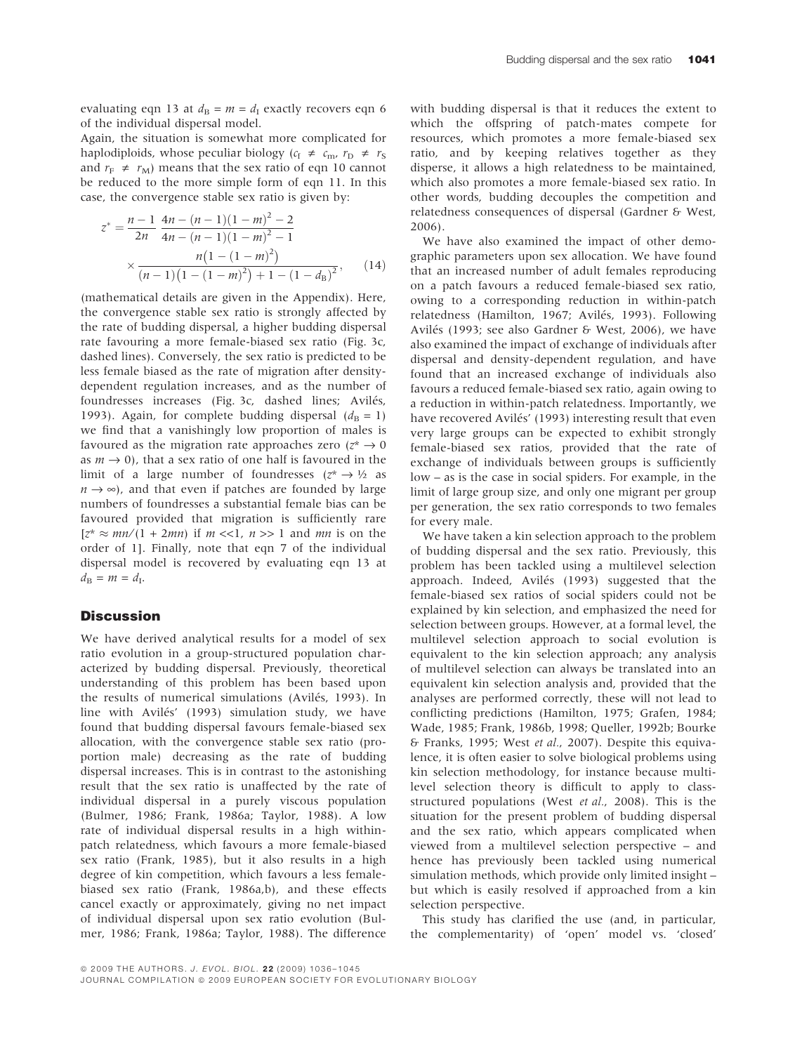evaluating eqn 13 at $d_B = m = d_I$ exactly recovers eqn 6 of the individual dispersal model.

Again, the situation is somewhat more complicated for haplodiploids, whose peculiar biology ($c_f \neq c_m$, $r_D \neq r_S$ and $r_F \neq r_M$) means that the sex ratio of eqn 10 cannot be reduced to the more simple form of eqn 11. In this case, the convergence stable sex ratio is given by:

$$z^* = \frac{n-1}{2n} \frac{4n-(n-1)(1-m)^2-2}{4n-(n-1)(1-m)^2-1} \times \frac{n(1-(1-m)^2)}{(n-1)(1-(1-m)^2)+1-(1-d_B)^2}, \quad (14)$$

(mathematical details are given in the Appendix). Here, the convergence stable sex ratio is strongly affected by the rate of budding dispersal, a higher budding dispersal rate favouring a more female-biased sex ratio (Fig. 3c, dashed lines). Conversely, the sex ratio is predicted to be less female biased as the rate of migration after density-dependent regulation increases, and as the number of foundresses increases (Fig. 3c, dashed lines; Avilés, 1993). Again, for complete budding dispersal ($d_B = 1$) we find that a vanishingly low proportion of males is favoured as the migration rate approaches zero ($z^* \to 0$ as $m \to 0$), that a sex ratio of one half is favoured in the limit of a large number of foundresses ($z^* \to ½$ as $n \to \infty$), and that even if patches are founded by large numbers of foundresses a substantial female bias can be favoured provided that migration is sufficiently rare [$z^* \approx mn/(1 + 2mn)$ if $m << 1$, $n >> 1$ and $mn$ is on the order of 1]. Finally, note that eqn 7 of the individual dispersal model is recovered by evaluating eqn 13 at $d_B = m = d_I$.

## Discussion

We have derived analytical results for a model of sex ratio evolution in a group-structured population characterized by budding dispersal. Previously, theoretical understanding of this problem has been based upon the results of numerical simulations (Avilés, 1993). In line with Avilés' (1993) simulation study, we have found that budding dispersal favours female-biased sex allocation, with the convergence stable sex ratio (proportion male) decreasing as the rate of budding dispersal increases. This is in contrast to the astonishing result that the sex ratio is unaffected by the rate of individual dispersal in a purely viscous population (Bulmer, 1986; Frank, 1986a; Taylor, 1988). A low rate of individual dispersal results in a high within-patch relatedness, which favours a more female-biased sex ratio (Frank, 1985), but it also results in a high degree of kin competition, which favours a less female-biased sex ratio (Frank, 1986a,b), and these effects cancel exactly or approximately, giving no net impact of individual dispersal upon sex ratio evolution (Bulmer, 1986; Frank, 1986a; Taylor, 1988). The difference with budding dispersal is that it reduces the extent to which the offspring of patch-mates compete for resources, which promotes a more female-biased sex ratio, and by keeping relatives together as they disperse, it allows a high relatedness to be maintained, which also promotes a more female-biased sex ratio. In other words, budding decouples the competition and relatedness consequences of dispersal (Gardner & West, 2006).

We have also examined the impact of other demographic parameters upon sex allocation. We have found that an increased number of adult females reproducing on a patch favours a reduced female-biased sex ratio, owing to a corresponding reduction in within-patch relatedness (Hamilton, 1967; Avilés, 1993). Following Avilés (1993; see also Gardner & West, 2006), we have also examined the impact of exchange of individuals after dispersal and density-dependent regulation, and have found that an increased exchange of individuals also favours a reduced female-biased sex ratio, again owing to a reduction in within-patch relatedness. Importantly, we have recovered Avilés' (1993) interesting result that even very large groups can be expected to exhibit strongly female-biased sex ratios, provided that the rate of exchange of individuals between groups is sufficiently low – as is the case in social spiders. For example, in the limit of large group size, and only one migrant per group per generation, the sex ratio corresponds to two females for every male.

We have taken a kin selection approach to the problem of budding dispersal and the sex ratio. Previously, this problem has been tackled using a multilevel selection approach. Indeed, Avilés (1993) suggested that the female-biased sex ratios of social spiders could not be explained by kin selection, and emphasized the need for selection between groups. However, at a formal level, the multilevel selection approach to social evolution is equivalent to the kin selection approach; any analysis of multilevel selection can always be translated into an equivalent kin selection analysis and, provided that the analyses are performed correctly, these will not lead to conflicting predictions (Hamilton, 1975; Grafen, 1984; Wade, 1985; Frank, 1986b, 1998; Queller, 1992b; Bourke & Franks, 1995; West *et al.*, 2007). Despite this equivalence, it is often easier to solve biological problems using kin selection methodology, for instance because multilevel selection theory is difficult to apply to class-structured populations (West *et al.*, 2008). This is the situation for the present problem of budding dispersal and the sex ratio, which appears complicated when viewed from a multilevel selection perspective – and hence has previously been tackled using numerical simulation methods, which provide only limited insight – but which is easily resolved if approached from a kin selection perspective.

This study has clarified the use (and, in particular, the complementarity) of 'open' model vs. 'closed'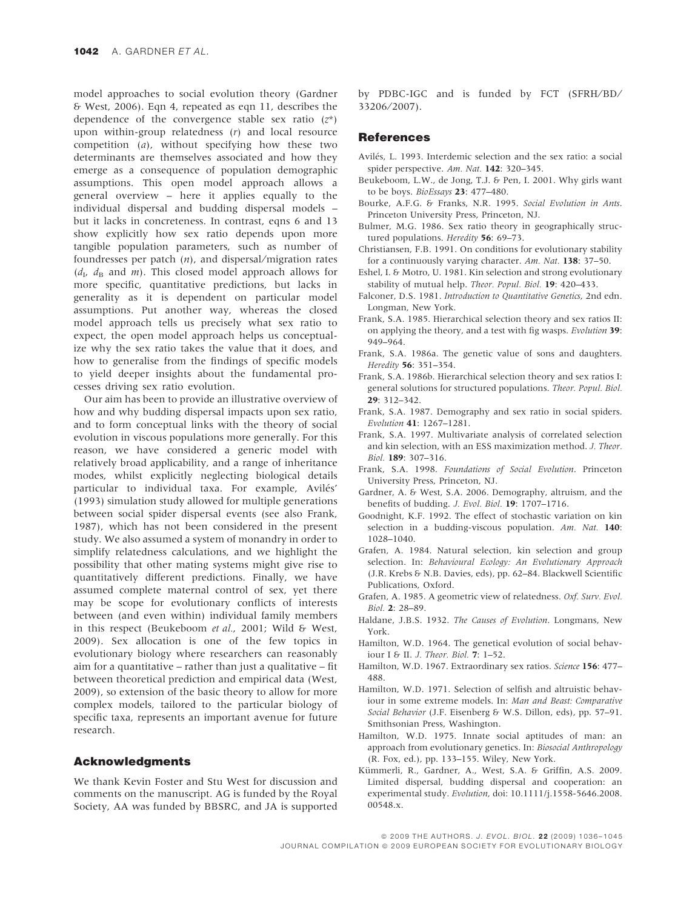model approaches to social evolution theory (Gardner & West, 2006). Eqn 4, repeated as eqn 11, describes the dependence of the convergence stable sex ratio ($z^*$) upon within-group relatedness ($r$) and local resource competition ($a$), without specifying how these two determinants are themselves associated and how they emerge as a consequence of population demographic assumptions. This open model approach allows a general overview – here it applies equally to the individual dispersal and budding dispersal models – but it lacks in concreteness. In contrast, eqns 6 and 13 show explicitly how sex ratio depends upon more tangible population parameters, such as number of foundresses per patch ($n$), and dispersal/migration rates ($d_I$, $d_B$ and $m$). This closed model approach allows for more specific, quantitative predictions, but lacks in generality as it is dependent on particular model assumptions. Put another way, whereas the closed model approach tells us precisely what sex ratio to expect, the open model approach helps us conceptualize why the sex ratio takes the value that it does, and how to generalise from the findings of specific models to yield deeper insights about the fundamental processes driving sex ratio evolution.

Our aim has been to provide an illustrative overview of how and why budding dispersal impacts upon sex ratio, and to form conceptual links with the theory of social evolution in viscous populations more generally. For this reason, we have considered a generic model with relatively broad applicability, and a range of inheritance modes, whilst explicitly neglecting biological details particular to individual taxa. For example, Avilés' (1993) simulation study allowed for multiple generations between social spider dispersal events (see also Frank, 1987), which has not been considered in the present study. We also assumed a system of monandry in order to simplify relatedness calculations, and we highlight the possibility that other mating systems might give rise to quantitatively different predictions. Finally, we have assumed complete maternal control of sex, yet there may be scope for evolutionary conflicts of interests between (and even within) individual family members in this respect (Beukeboom *et al.*, 2001; Wild & West, 2009). Sex allocation is one of the few topics in evolutionary biology where researchers can reasonably aim for a quantitative – rather than just a qualitative – fit between theoretical prediction and empirical data (West, 2009), so extension of the basic theory to allow for more complex models, tailored to the particular biology of specific taxa, represents an important avenue for future research.

## Acknowledgments

We thank Kevin Foster and Stu West for discussion and comments on the manuscript. AG is funded by the Royal Society, AA was funded by BBSRC, and JA is supported by PDBC-IGC and is funded by FCT (SFRH/BD/33206/2007).

## References

Avilés, L. 1993. Interdemic selection and the sex ratio: a social spider perspective. *Am. Nat.* **142**: 320–345.

Beukeboom, L.W., de Jong, T.J. & Pen, I. 2001. Why girls want to be boys. *BioEssays* **23**: 477–480.

Bourke, A.F.G. & Franks, N.R. 1995. *Social Evolution in Ants*. Princeton University Press, Princeton, NJ.

Bulmer, M.G. 1986. Sex ratio theory in geographically structured populations. *Heredity* **56**: 69–73.

Christiansen, F.B. 1991. On conditions for evolutionary stability for a continuously varying character. *Am. Nat.* **138**: 37–50.

Eshel, I. & Motro, U. 1981. Kin selection and strong evolutionary stability of mutual help. *Theor. Popul. Biol.* **19**: 420–433.

Falconer, D.S. 1981. *Introduction to Quantitative Genetics*, 2nd edn. Longman, New York.

Frank, S.A. 1985. Hierarchical selection theory and sex ratios II: on applying the theory, and a test with fig wasps. *Evolution* **39**: 949–964.

Frank, S.A. 1986a. The genetic value of sons and daughters. *Heredity* **56**: 351–354.

Frank, S.A. 1986b. Hierarchical selection theory and sex ratios I: general solutions for structured populations. *Theor. Popul. Biol.* **29**: 312–342.

Frank, S.A. 1987. Demography and sex ratio in social spiders. *Evolution* **41**: 1267–1281.

Frank, S.A. 1997. Multivariate analysis of correlated selection and kin selection, with an ESS maximization method. *J. Theor. Biol.* **189**: 307–316.

Frank, S.A. 1998. *Foundations of Social Evolution*. Princeton University Press, Princeton, NJ.

Gardner, A. & West, S.A. 2006. Demography, altruism, and the benefits of budding. *J. Evol. Biol.* **19**: 1707–1716.

Goodnight, K.F. 1992. The effect of stochastic variation on kin selection in a budding-viscous population. *Am. Nat.* **140**: 1028–1040.

Grafen, A. 1984. Natural selection, kin selection and group selection. In: *Behavioural Ecology: An Evolutionary Approach* (J.R. Krebs & N.B. Davies, eds), pp. 62–84. Blackwell Scientific Publications, Oxford.

Grafen, A. 1985. A geometric view of relatedness. *Oxf. Surv. Evol. Biol.* **2**: 28–89.

Haldane, J.B.S. 1932. *The Causes of Evolution*. Longmans, New York.

Hamilton, W.D. 1964. The genetical evolution of social behaviour I & II. *J. Theor. Biol.* **7**: 1–52.

Hamilton, W.D. 1967. Extraordinary sex ratios. *Science* **156**: 477–488.

Hamilton, W.D. 1971. Selection of selfish and altruistic behaviour in some extreme models. In: *Man and Beast: Comparative Social Behavior* (J.F. Eisenberg & W.S. Dillon, eds), pp. 57–91. Smithsonian Press, Washington.

Hamilton, W.D. 1975. Innate social aptitudes of man: an approach from evolutionary genetics. In: *Biosocial Anthropology* (R. Fox, ed.), pp. 133–155. Wiley, New York.

Kümmerli, R., Gardner, A., West, S.A. & Griffin, A.S. 2009. Limited dispersal, budding dispersal and cooperation: an experimental study. *Evolution*, doi: 10.1111/j.1558-5646.2008.00548.x.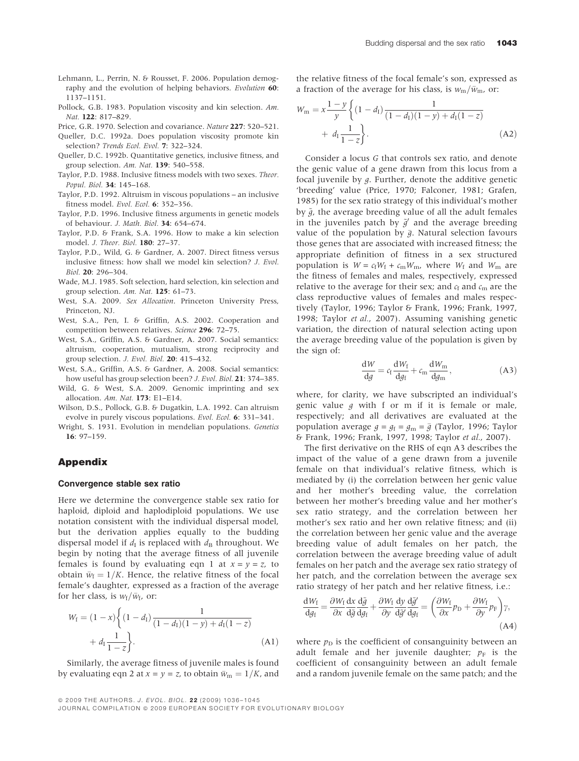Lehmann, L., Perrin, N. & Rousset, F. 2006. Population demography and the evolution of helping behaviors. *Evolution* **60**: 1137–1151.

Pollock, G.B. 1983. Population viscosity and kin selection. *Am. Nat.* **122**: 817–829.

Price, G.R. 1970. Selection and covariance. *Nature* **227**: 520–521.

Queller, D.C. 1992a. Does population viscosity promote kin selection? *Trends Ecol. Evol.* **7**: 322–324.

Queller, D.C. 1992b. Quantitative genetics, inclusive fitness, and group selection. *Am. Nat.* **139**: 540–558.

Taylor, P.D. 1988. Inclusive fitness models with two sexes. *Theor. Popul. Biol.* **34**: 145–168.

Taylor, P.D. 1992. Altruism in viscous populations – an inclusive fitness model. *Evol. Ecol.* **6**: 352–356.

Taylor, P.D. 1996. Inclusive fitness arguments in genetic models of behaviour. *J. Math. Biol.* **34**: 654–674.

Taylor, P.D. & Frank, S.A. 1996. How to make a kin selection model. *J. Theor. Biol.* **180**: 27–37.

Taylor, P.D., Wild, G. & Gardner, A. 2007. Direct fitness versus inclusive fitness: how shall we model kin selection? *J. Evol. Biol.* **20**: 296–304.

Wade, M.J. 1985. Soft selection, hard selection, kin selection and group selection. *Am. Nat.* **125**: 61–73.

West, S.A. 2009. *Sex Allocation*. Princeton University Press, Princeton, NJ.

West, S.A., Pen, I. & Griffin, A.S. 2002. Cooperation and competition between relatives. *Science* **296**: 72–75.

West, S.A., Griffin, A.S. & Gardner, A. 2007. Social semantics: altruism, cooperation, mutualism, strong reciprocity and group selection. *J. Evol. Biol.* **20**: 415–432.

West, S.A., Griffin, A.S. & Gardner, A. 2008. Social semantics: how useful has group selection been? *J. Evol. Biol.* **21**: 374–385.

Wild, G. & West, S.A. 2009. Genomic imprinting and sex allocation. *Am. Nat.* **173**: E1–E14.

Wilson, D.S., Pollock, G.B. & Dugatkin, L.A. 1992. Can altruism evolve in purely viscous populations. *Evol. Ecol.* **6**: 331–341.

Wright, S. 1931. Evolution in mendelian populations. *Genetics* **16**: 97–159.

## Appendix

### Convergence stable sex ratio

Here we determine the convergence stable sex ratio for haploid, diploid and haplodiploid populations. We use notation consistent with the individual dispersal model, but the derivation applies equally to the budding dispersal model if $d_I$ is replaced with $d_B$ throughout. We begin by noting that the average fitness of all juvenile females is found by evaluating eqn 1 at $x = y = z$, to obtain $\bar{w}_f = 1/K$. Hence, the relative fitness of the focal female's daughter, expressed as a fraction of the average for her class, is $w_f/\bar{w}_f$, or:

$$W_f = (1-x)\left\{(1-d_I)\frac{1}{(1-d_I)(1-y)+d_I(1-z)} + d_I\frac{1}{1-z}\right\}. \tag{A1}$$

Similarly, the average fitness of juvenile males is found by evaluating eqn 2 at $x = y = z$, to obtain $\bar{w}_m = 1/K$, and the relative fitness of the focal female's son, expressed as a fraction of the average for his class, is $w_m/\bar{w}_m$, or:

$$W_m = x\frac{1-y}{y}\left\{(1-d_I)\frac{1}{(1-d_I)(1-y)+d_I(1-z)} + d_I\frac{1}{1-z}\right\}. \tag{A2}$$

Consider a locus $G$ that controls sex ratio, and denote the genic value of a gene drawn from this locus from a focal juvenile by $g$. Further, denote the additive genetic 'breeding' value (Price, 1970; Falconer, 1981; Grafen, 1985) for the sex ratio strategy of this individual's mother by $\tilde{g}$, the average breeding value of all the adult females in the juveniles patch by $\tilde{g}'$ and the average breeding value of the population by $\bar{g}$. Natural selection favours those genes that are associated with increased fitness; the appropriate definition of fitness in a sex structured population is $W = c_f W_f + c_m W_m$, where $W_f$ and $W_m$ are the fitness of females and males, respectively, expressed relative to the average for their sex; and $c_f$ and $c_m$ are the class reproductive values of females and males respectively (Taylor, 1996; Taylor & Frank, 1996; Frank, 1997, 1998; Taylor *et al.*, 2007). Assuming vanishing genetic variation, the direction of natural selection acting upon the average breeding value of the population is given by the sign of:

$$\frac{dW}{dg} = c_f\frac{dW_f}{dg_f} + c_m\frac{dW_m}{dg_m}, \tag{A3}$$

where, for clarity, we have subscripted an individual's genic value $g$ with f or m if it is female or male, respectively; and all derivatives are evaluated at the population average $g = g_f = g_m = \bar{g}$ (Taylor, 1996; Taylor & Frank, 1996; Frank, 1997, 1998; Taylor *et al.*, 2007).

The first derivative on the RHS of eqn A3 describes the impact of the value of a gene drawn from a juvenile female on that individual's relative fitness, which is mediated by (i) the correlation between her genic value and her mother's breeding value, the correlation between her mother's breeding value and her mother's sex ratio strategy, and the correlation between her mother's sex ratio and her own relative fitness; and (ii) the correlation between her genic value and the average breeding value of adult females on her patch, the correlation between the average breeding value of adult females on her patch and the average sex ratio strategy of her patch, and the correlation between the average sex ratio strategy of her patch and her relative fitness, i.e.:

$$\frac{dW_f}{dg_f} = \frac{\partial W_f}{\partial x}\frac{dx}{d\tilde{g}}\frac{d\tilde{g}}{dg_f} + \frac{\partial W_f}{\partial y}\frac{dy}{d\tilde{g}'}\frac{d\tilde{g}'}{dg_f} = \left(\frac{\partial W_f}{\partial x}p_D + \frac{\partial W_f}{\partial y}p_F\right)\gamma, \tag{A4}$$

where $p_D$ is the coefficient of consanguinity between an adult female and her juvenile daughter; $p_F$ is the coefficient of consanguinity between an adult female and a random juvenile female on the same patch; and the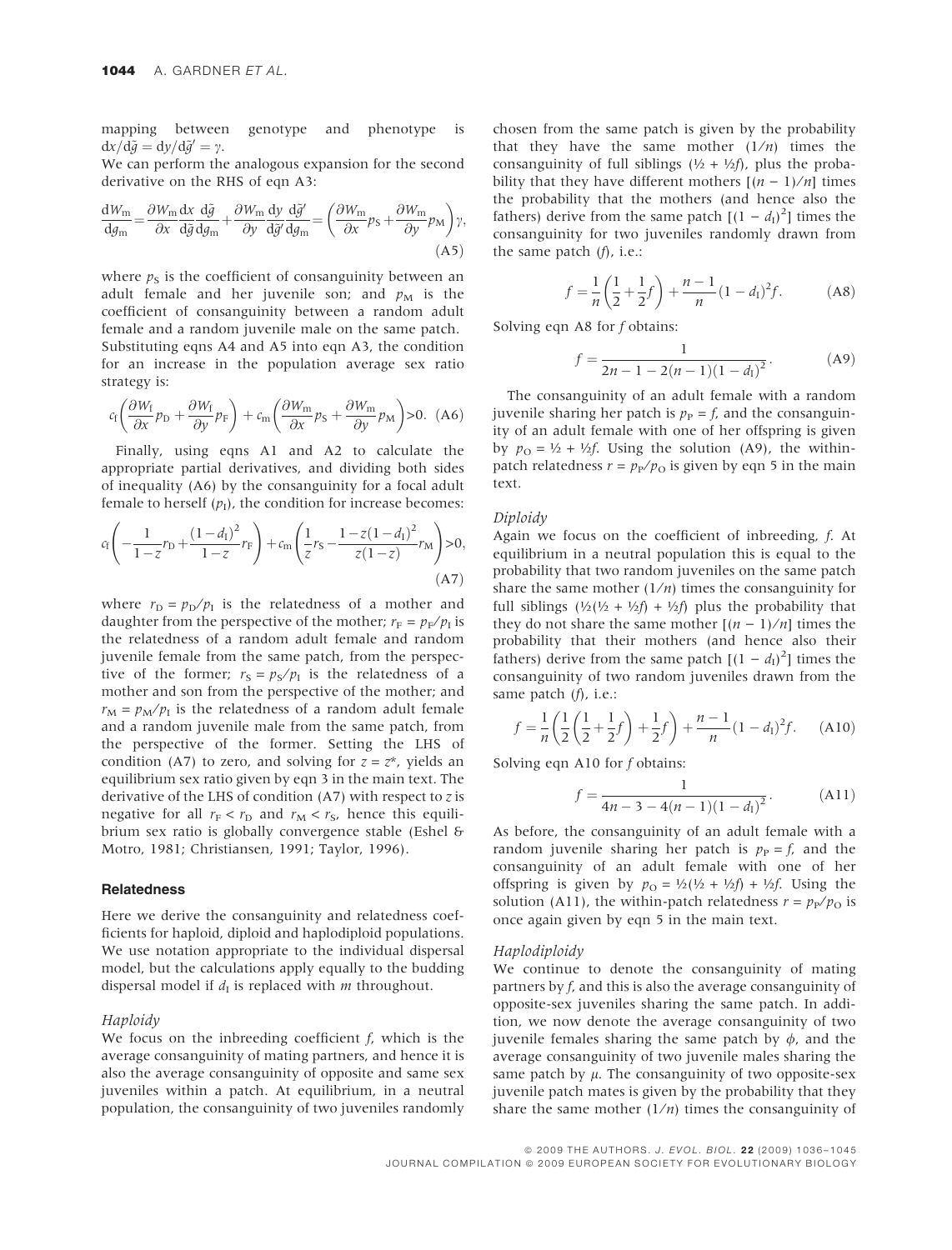mapping between genotype and phenotype is $dx/d\bar{g} = dy/d\bar{g}' = \gamma$.

We can perform the analogous expansion for the second derivative on the RHS of eqn A3:

$$\frac{dW_m}{dg_m} = \frac{\partial W_m}{\partial x}\frac{dx}{d\bar{g}}\frac{d\bar{g}}{dg_m} + \frac{\partial W_m}{\partial y}\frac{dy}{d\bar{g}'}\frac{d\bar{g}'}{dg_m} = \left(\frac{\partial W_m}{\partial x}p_S + \frac{\partial W_m}{\partial y}p_M\right)\gamma, \quad \text{(A5)}$$

where $p_S$ is the coefficient of consanguinity between an adult female and her juvenile son; and $p_M$ is the coefficient of consanguinity between a random adult female and a random juvenile male on the same patch. Substituting eqns A4 and A5 into eqn A3, the condition for an increase in the population average sex ratio strategy is:

$$c_f\left(\frac{\partial W_f}{\partial x}p_D + \frac{\partial W_f}{\partial y}p_F\right) + c_m\left(\frac{\partial W_m}{\partial x}p_S + \frac{\partial W_m}{\partial y}p_M\right) > 0. \quad \text{(A6)}$$

Finally, using eqns A1 and A2 to calculate the appropriate partial derivatives, and dividing both sides of inequality (A6) by the consanguinity for a focal adult female to herself ($p_I$), the condition for increase becomes:

$$c_f\left(-\frac{1}{1-z}r_D + \frac{(1-d_I)^2}{1-z}r_F\right) + c_m\left(\frac{1}{z}r_S - \frac{1-z(1-d_I)^2}{z(1-z)}r_M\right) > 0, \quad \text{(A7)}$$

where $r_D = p_D/p_I$ is the relatedness of a mother and daughter from the perspective of the mother; $r_F = p_F/p_I$ is the relatedness of a random adult female and random juvenile female from the same patch, from the perspective of the former; $r_S = p_S/p_I$ is the relatedness of a mother and son from the perspective of the mother; and $r_M = p_M/p_I$ is the relatedness of a random adult female and a random juvenile male from the same patch, from the perspective of the former. Setting the LHS of condition (A7) to zero, and solving for $z = z^*$, yields an equilibrium sex ratio given by eqn 3 in the main text. The derivative of the LHS of condition (A7) with respect to $z$ is negative for all $r_F < r_D$ and $r_M < r_S$, hence this equilibrium sex ratio is globally convergence stable (Eshel & Motro, 1981; Christiansen, 1991; Taylor, 1996).

## Relatedness

Here we derive the consanguinity and relatedness coefficients for haploid, diploid and haplodiploid populations. We use notation appropriate to the individual dispersal model, but the calculations apply equally to the budding dispersal model if $d_I$ is replaced with $m$ throughout.

### *Haploidy*

We focus on the inbreeding coefficient $f$, which is the average consanguinity of mating partners, and hence it is also the average consanguinity of opposite and same sex juveniles within a patch. At equilibrium, in a neutral population, the consanguinity of two juveniles randomly chosen from the same patch is given by the probability that they have the same mother ($1/n$) times the consanguinity of full siblings ($\frac{1}{2} + \frac{1}{2}f$), plus the probability that they have different mothers [$(n-1)/n$] times the probability that the mothers (and hence also the fathers) derive from the same patch [$(1-d_I)^2$] times the consanguinity for two juveniles randomly drawn from the same patch ($f$), i.e.:

$$f = \frac{1}{n}\left(\frac{1}{2} + \frac{1}{2}f\right) + \frac{n-1}{n}(1-d_I)^2 f. \quad \text{(A8)}$$

Solving eqn A8 for $f$ obtains:

$$f = \frac{1}{2n - 1 - 2(n-1)(1-d_I)^2}. \quad \text{(A9)}$$

The consanguinity of an adult female with a random juvenile sharing her patch is $p_P = f$, and the consanguinity of an adult female with one of her offspring is given by $p_O = \frac{1}{2} + \frac{1}{2}f$. Using the solution (A9), the within-patch relatedness $r = p_P/p_O$ is given by eqn 5 in the main text.

### *Diploidy*

Again we focus on the coefficient of inbreeding, $f$. At equilibrium in a neutral population this is equal to the probability that two random juveniles on the same patch share the same mother ($1/n$) times the consanguinity for full siblings ($\frac{1}{2}(\frac{1}{2} + \frac{1}{2}f) + \frac{1}{2}f$) plus the probability that they do not share the same mother [$(n-1)/n$] times the probability that their mothers (and hence also their fathers) derive from the same patch [$(1-d_I)^2$] times the consanguinity of two random juveniles drawn from the same patch ($f$), i.e.:

$$f = \frac{1}{n}\left(\frac{1}{2}\left(\frac{1}{2} + \frac{1}{2}f\right) + \frac{1}{2}f\right) + \frac{n-1}{n}(1-d_I)^2 f. \quad \text{(A10)}$$

Solving eqn A10 for $f$ obtains:

$$f = \frac{1}{4n - 3 - 4(n-1)(1-d_I)^2}. \quad \text{(A11)}$$

As before, the consanguinity of an adult female with a random juvenile sharing her patch is $p_P = f$, and the consanguinity of an adult female with one of her offspring is given by $p_O = \frac{1}{2}(\frac{1}{2} + \frac{1}{2}f) + \frac{1}{2}f$. Using the solution (A11), the within-patch relatedness $r = p_P/p_O$ is once again given by eqn 5 in the main text.

### *Haplodiploidy*

We continue to denote the consanguinity of mating partners by $f$, and this is also the average consanguinity of opposite-sex juveniles sharing the same patch. In addition, we now denote the average consanguinity of two juvenile females sharing the same patch by $\phi$, and the average consanguinity of two juvenile males sharing the same patch by $\mu$. The consanguinity of two opposite-sex juvenile patch mates is given by the probability that they share the same mother ($1/n$) times the consanguinity of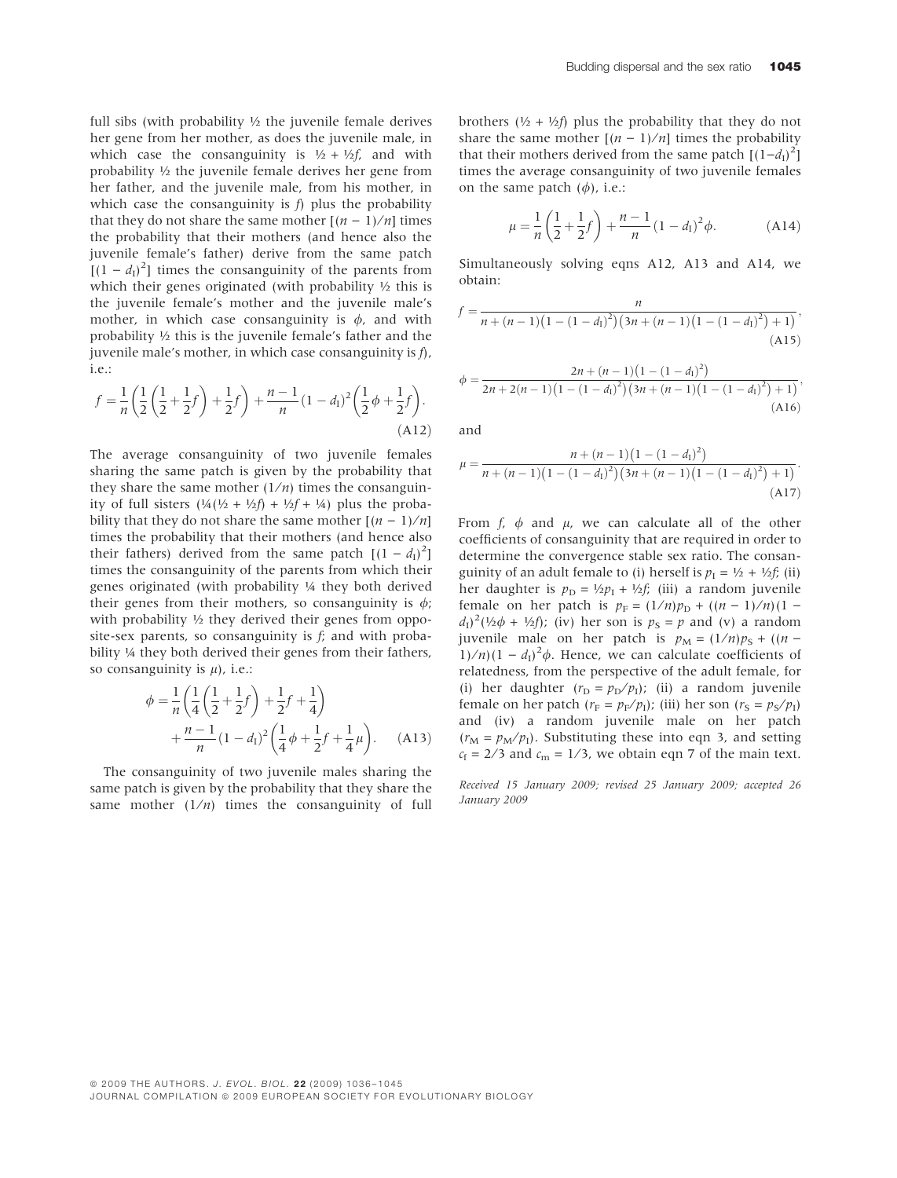full sibs (with probability ½ the juvenile female derives her gene from her mother, as does the juvenile male, in which case the consanguinity is ½ + ½$f$, and with probability ½ the juvenile female derives her gene from her father, and the juvenile male, from his mother, in which case the consanguinity is $f$) plus the probability that they do not share the same mother $[(n-1)/n]$ times the probability that their mothers (and hence also the juvenile female's father) derive from the same patch $[(1-d_I)^2]$ times the consanguinity of the parents from which their genes originated (with probability ½ this is the juvenile female's mother and the juvenile male's mother, in which case consanguinity is $\phi$, and with probability ½ this is the juvenile female's father and the juvenile male's mother, in which case consanguinity is $f$), i.e.:

$$f = \frac{1}{n}\left(\frac{1}{2}\left(\frac{1}{2}+\frac{1}{2}f\right)+\frac{1}{2}f\right)+\frac{n-1}{n}(1-d_I)^2\left(\frac{1}{2}\phi+\frac{1}{2}f\right). \quad \text{(A12)}$$

The average consanguinity of two juvenile females sharing the same patch is given by the probability that they share the same mother $(1/n)$ times the consanguinity of full sisters (¼(½ + ½$f$) + ½$f$ + ¼) plus the probability that they do not share the same mother $[(n-1)/n]$ times the probability that their mothers (and hence also their fathers) derived from the same patch $[(1-d_I)^2]$ times the consanguinity of the parents from which their genes originated (with probability ¼ they both derived their genes from their mothers, so consanguinity is $\phi$; with probability ½ they derived their genes from opposite-sex parents, so consanguinity is $f$; and with probability ¼ they both derived their genes from their fathers, so consanguinity is $\mu$), i.e.:

$$\phi = \frac{1}{n}\left(\frac{1}{4}\left(\frac{1}{2}+\frac{1}{2}f\right)+\frac{1}{2}f+\frac{1}{4}\right)+\frac{n-1}{n}(1-d_I)^2\left(\frac{1}{4}\phi+\frac{1}{2}f+\frac{1}{4}\mu\right). \quad \text{(A13)}$$

The consanguinity of two juvenile males sharing the same patch is given by the probability that they share the same mother $(1/n)$ times the consanguinity of full brothers (½ + ½$f$) plus the probability that they do not share the same mother $[(n-1)/n]$ times the probability that their mothers derived from the same patch $[(1-d_I)^2]$ times the average consanguinity of two juvenile females on the same patch ($\phi$), i.e.:

$$\mu = \frac{1}{n}\left(\frac{1}{2}+\frac{1}{2}f\right)+\frac{n-1}{n}(1-d_I)^2\phi. \quad \text{(A14)}$$

Simultaneously solving eqns A12, A13 and A14, we obtain:

$$f = \frac{n}{n+(n-1)\left(1-(1-d_I)^2\right)\left(3n+(n-1)\left(1-(1-d_I)^2\right)+1\right)}, \quad \text{(A15)}$$

$$\phi = \frac{2n+(n-1)\left(1-(1-d_I)^2\right)}{2n+2(n-1)\left(1-(1-d_I)^2\right)\left(3n+(n-1)\left(1-(1-d_I)^2\right)+1\right)}, \quad \text{(A16)}$$

and

$$\mu = \frac{n+(n-1)\left(1-(1-d_I)^2\right)}{n+(n-1)\left(1-(1-d_I)^2\right)\left(3n+(n-1)\left(1-(1-d_I)^2\right)+1\right)}. \quad \text{(A17)}$$

From $f$, $\phi$ and $\mu$, we can calculate all of the other coefficients of consanguinity that are required in order to determine the convergence stable sex ratio. The consanguinity of an adult female to (i) herself is $p_I = ½ + ½f$; (ii) her daughter is $p_D = ½p_I + ½f$; (iii) a random juvenile female on her patch is $p_F = (1/n)p_D + ((n-1)/n)(1-d_I)^2(½\phi + ½f)$; (iv) her son is $p_S = p$ and (v) a random juvenile male on her patch is $p_M = (1/n)p_S + ((n-1)/n)(1-d_I)^2\phi$. Hence, we can calculate coefficients of relatedness, from the perspective of the adult female, for (i) her daughter ($r_D = p_D/p_I$); (ii) a random juvenile female on her patch ($r_F = p_F/p_I$); (iii) her son ($r_S = p_S/p_I$) and (iv) a random juvenile male on her patch ($r_M = p_M/p_I$). Substituting these into eqn 3, and setting $c_f = 2/3$ and $c_m = 1/3$, we obtain eqn 7 of the main text.

*Received 15 January 2009; revised 25 January 2009; accepted 26 January 2009*